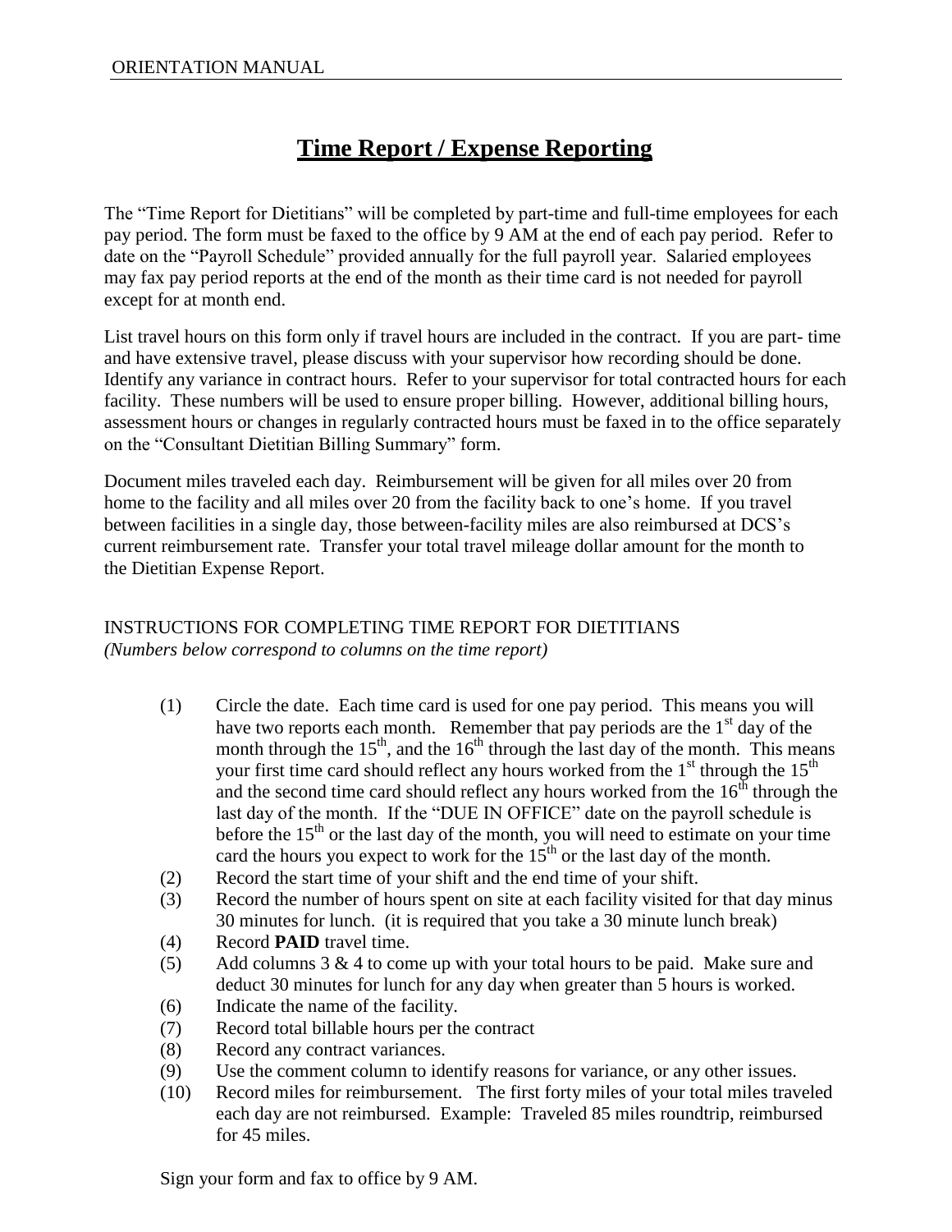# Time Report / Expense Reporting

The "Time Report for Dietitians" will be completed by part-time and full-time employees for each pay period. The form must be faxed to the office by 9 AM at the end of each pay period. Refer to date on the "Payroll Schedule" provided annually for the full payroll year. Salaried employees may fax pay period reports at the end of the month as their time card is not needed for payroll except for at month end.

List travel hours on this form only if travel hours are included in the contract. If you are part- time and have extensive travel, please discuss with your supervisor how recording should be done. Identify any variance in contract hours. Refer to your supervisor for total contracted hours for each facility. These numbers will be used to ensure proper billing. However, additional billing hours, assessment hours or changes in regularly contracted hours must be faxed in to the office separately on the "Consultant Dietitian Billing Summary" form.

Document miles traveled each day. Reimbursement will be given for all miles over 20 from home to the facility and all miles over 20 from the facility back to one's home. If you travel between facilities in a single day, those between-facility miles are also reimbursed at DCS's current reimbursement rate. Transfer your total travel mileage dollar amount for the month to the Dietitian Expense Report.

INSTRUCTIONS FOR COMPLETING TIME REPORT FOR DIETITIANS
*(Numbers below correspond to columns on the time report)*

(1) Circle the date. Each time card is used for one pay period. This means you will have two reports each month. Remember that pay periods are the 1st day of the month through the 15th, and the 16th through the last day of the month. This means your first time card should reflect any hours worked from the 1st through the 15th and the second time card should reflect any hours worked from the 16th through the last day of the month. If the "DUE IN OFFICE" date on the payroll schedule is before the 15th or the last day of the month, you will need to estimate on your time card the hours you expect to work for the 15th or the last day of the month.

(2) Record the start time of your shift and the end time of your shift.

(3) Record the number of hours spent on site at each facility visited for that day minus 30 minutes for lunch. (it is required that you take a 30 minute lunch break)

(4) Record **PAID** travel time.

(5) Add columns 3 & 4 to come up with your total hours to be paid. Make sure and deduct 30 minutes for lunch for any day when greater than 5 hours is worked.

(6) Indicate the name of the facility.

(7) Record total billable hours per the contract

(8) Record any contract variances.

(9) Use the comment column to identify reasons for variance, or any other issues.

(10) Record miles for reimbursement. The first forty miles of your total miles traveled each day are not reimbursed. Example: Traveled 85 miles roundtrip, reimbursed for 45 miles.

Sign your form and fax to office by 9 AM.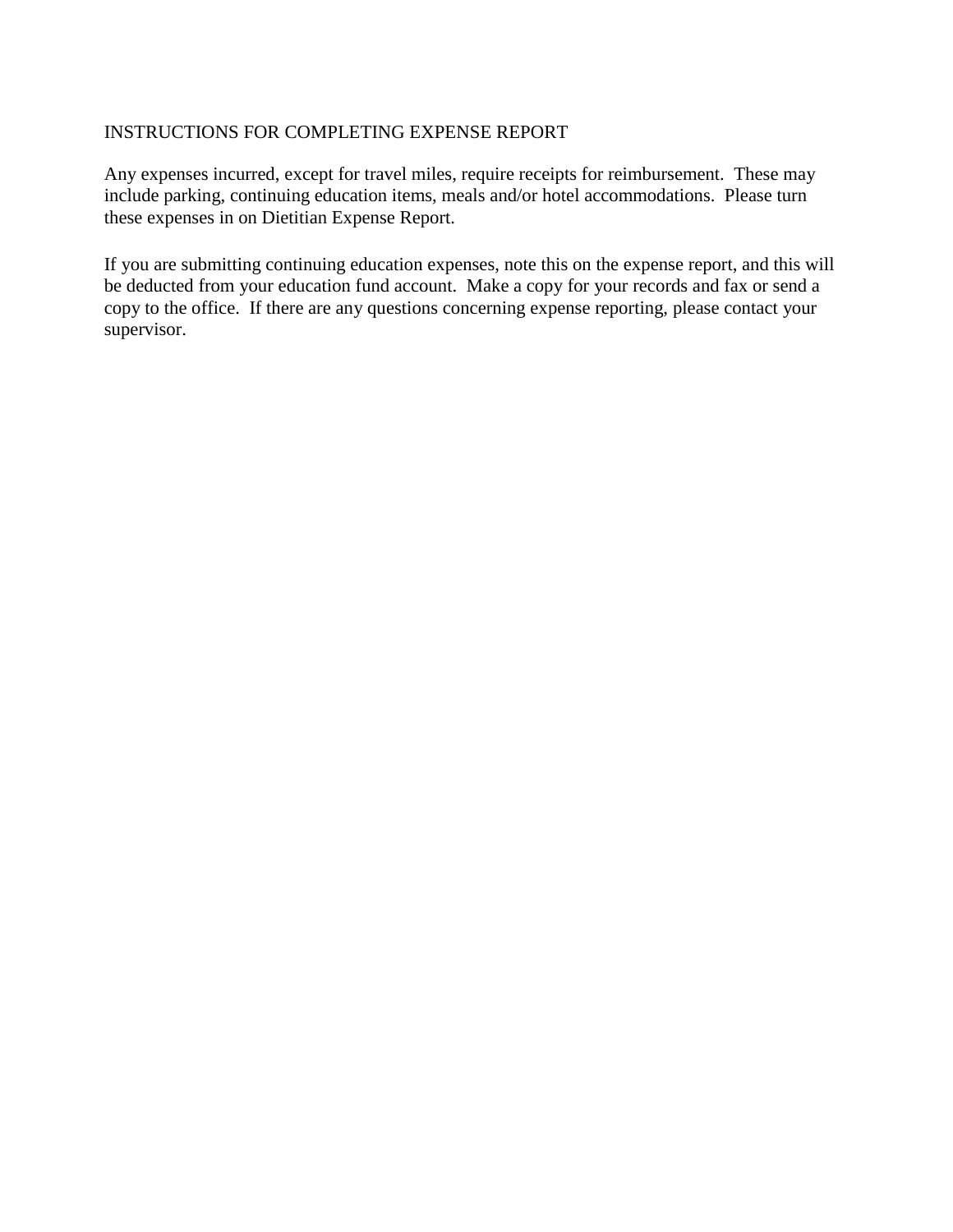# INSTRUCTIONS FOR COMPLETING EXPENSE REPORT

Any expenses incurred, except for travel miles, require receipts for reimbursement. These may include parking, continuing education items, meals and/or hotel accommodations. Please turn these expenses in on Dietitian Expense Report.

If you are submitting continuing education expenses, note this on the expense report, and this will be deducted from your education fund account. Make a copy for your records and fax or send a copy to the office. If there are any questions concerning expense reporting, please contact your supervisor.